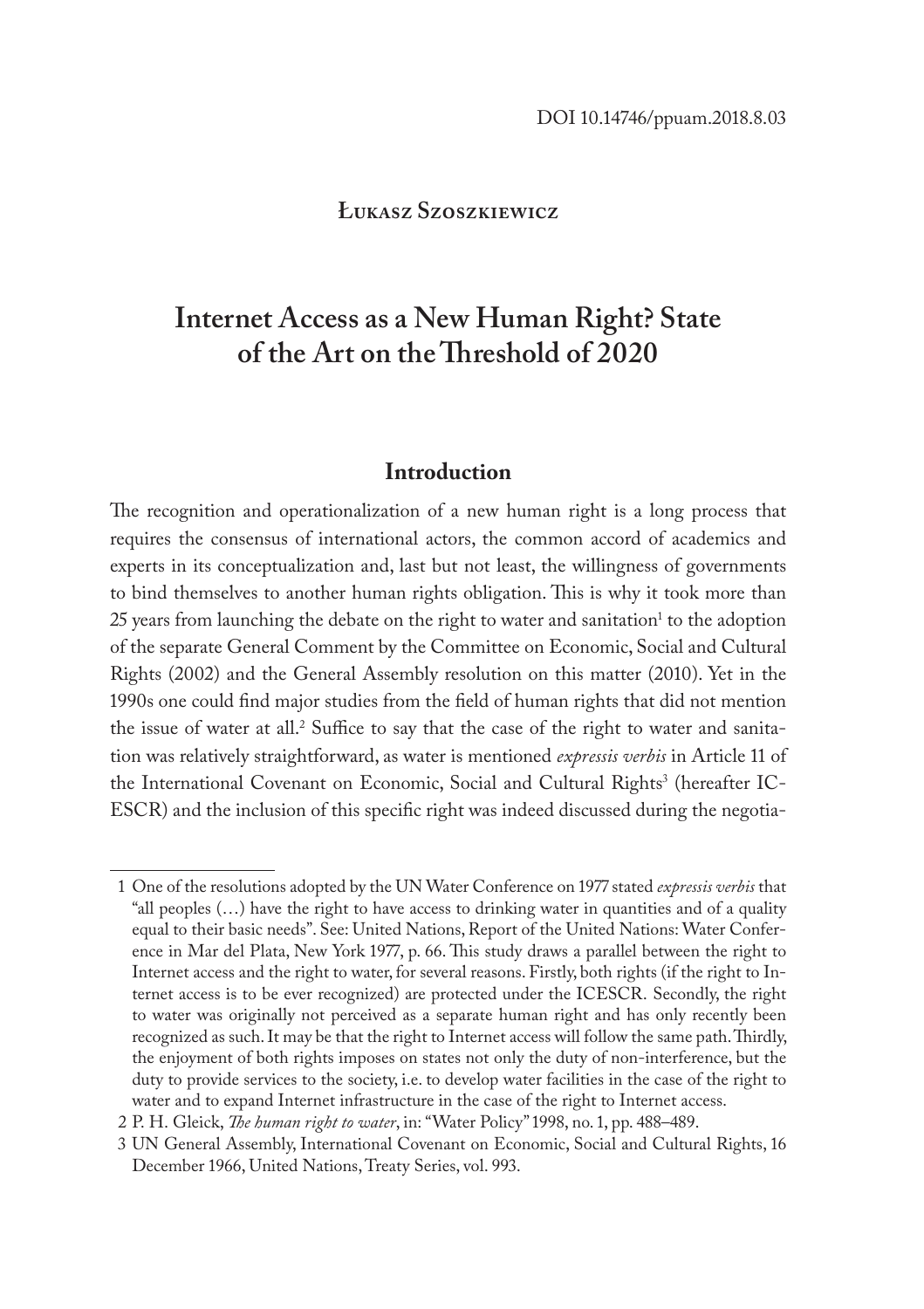DOI 10.14746/ppuam.2018.8.03

**Łukasz Szoszkiewicz**

# Internet Access as a New Human Right? State of the Art on the Threshold of 2020

## Introduction

The recognition and operationalization of a new human right is a long process that requires the consensus of international actors, the common accord of academics and experts in its conceptualization and, last but not least, the willingness of governments to bind themselves to another human rights obligation. This is why it took more than 25 years from launching the debate on the right to water and sanitation[1] to the adoption of the separate General Comment by the Committee on Economic, Social and Cultural Rights (2002) and the General Assembly resolution on this matter (2010). Yet in the 1990s one could find major studies from the field of human rights that did not mention the issue of water at all.[2] Suffice to say that the case of the right to water and sanitation was relatively straightforward, as water is mentioned *expressis verbis* in Article 11 of the International Covenant on Economic, Social and Cultural Rights[3] (hereafter ICESCR) and the inclusion of this specific right was indeed discussed during the negotia-

---

1 One of the resolutions adopted by the UN Water Conference on 1977 stated *expressis verbis* that "all peoples (…) have the right to have access to drinking water in quantities and of a quality equal to their basic needs". See: United Nations, Report of the United Nations: Water Conference in Mar del Plata, New York 1977, p. 66. This study draws a parallel between the right to Internet access and the right to water, for several reasons. Firstly, both rights (if the right to Internet access is to be ever recognized) are protected under the ICESCR. Secondly, the right to water was originally not perceived as a separate human right and has only recently been recognized as such. It may be that the right to Internet access will follow the same path. Thirdly, the enjoyment of both rights imposes on states not only the duty of non-interference, but the duty to provide services to the society, i.e. to develop water facilities in the case of the right to water and to expand Internet infrastructure in the case of the right to Internet access.

2 P. H. Gleick, *The human right to water*, in: "Water Policy" 1998, no. 1, pp. 488–489.

3 UN General Assembly, International Covenant on Economic, Social and Cultural Rights, 16 December 1966, United Nations, Treaty Series, vol. 993.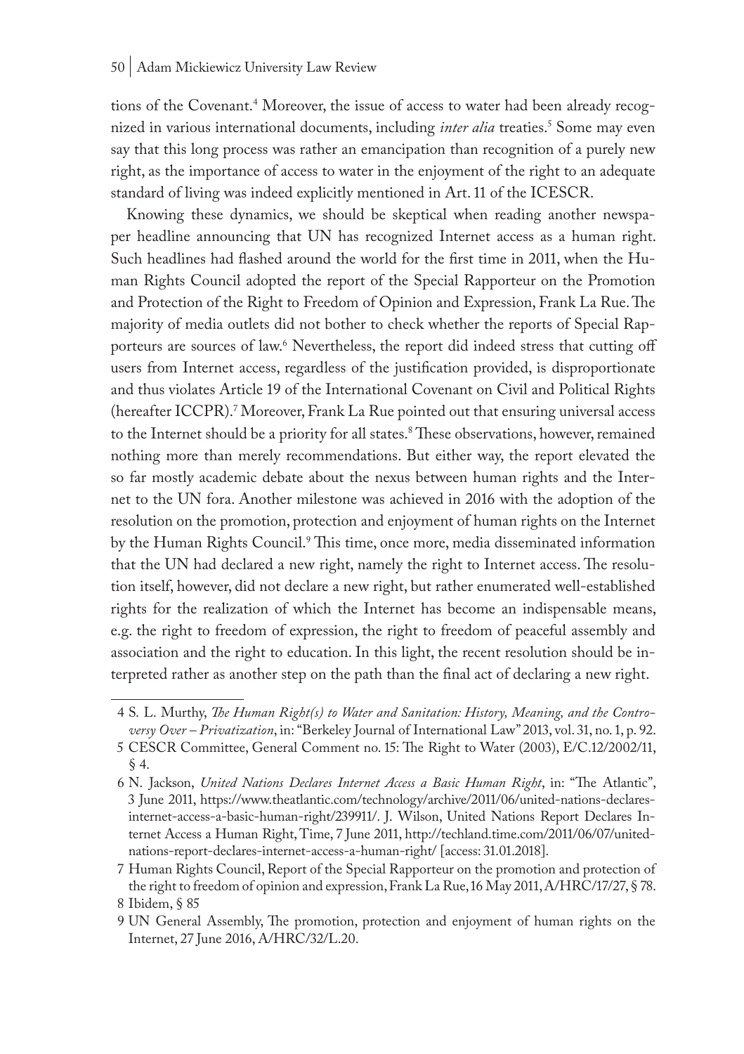tions of the Covenant.[4] Moreover, the issue of access to water had been already recognized in various international documents, including *inter alia* treaties.[5] Some may even say that this long process was rather an emancipation than recognition of a purely new right, as the importance of access to water in the enjoyment of the right to an adequate standard of living was indeed explicitly mentioned in Art. 11 of the ICESCR.

Knowing these dynamics, we should be skeptical when reading another newspaper headline announcing that UN has recognized Internet access as a human right. Such headlines had flashed around the world for the first time in 2011, when the Human Rights Council adopted the report of the Special Rapporteur on the Promotion and Protection of the Right to Freedom of Opinion and Expression, Frank La Rue. The majority of media outlets did not bother to check whether the reports of Special Rapporteurs are sources of law.[6] Nevertheless, the report did indeed stress that cutting off users from Internet access, regardless of the justification provided, is disproportionate and thus violates Article 19 of the International Covenant on Civil and Political Rights (hereafter ICCPR).[7] Moreover, Frank La Rue pointed out that ensuring universal access to the Internet should be a priority for all states.[8] These observations, however, remained nothing more than merely recommendations. But either way, the report elevated the so far mostly academic debate about the nexus between human rights and the Internet to the UN fora. Another milestone was achieved in 2016 with the adoption of the resolution on the promotion, protection and enjoyment of human rights on the Internet by the Human Rights Council.[9] This time, once more, media disseminated information that the UN had declared a new right, namely the right to Internet access. The resolution itself, however, did not declare a new right, but rather enumerated well-established rights for the realization of which the Internet has become an indispensable means, e.g. the right to freedom of expression, the right to freedom of peaceful assembly and association and the right to education. In this light, the recent resolution should be interpreted rather as another step on the path than the final act of declaring a new right.

---

4 S. L. Murthy, *The Human Right(s) to Water and Sanitation: History, Meaning, and the Controversy Over – Privatization*, in: "Berkeley Journal of International Law" 2013, vol. 31, no. 1, p. 92.

5 CESCR Committee, General Comment no. 15: The Right to Water (2003), E/C.12/2002/11, § 4.

6 N. Jackson, *United Nations Declares Internet Access a Basic Human Right*, in: "The Atlantic", 3 June 2011, https://www.theatlantic.com/technology/archive/2011/06/united-nations-declares-internet-access-a-basic-human-right/239911/. J. Wilson, United Nations Report Declares Internet Access a Human Right, Time, 7 June 2011, http://techland.time.com/2011/06/07/united-nations-report-declares-internet-access-a-human-right/ [access: 31.01.2018].

7 Human Rights Council, Report of the Special Rapporteur on the promotion and protection of the right to freedom of opinion and expression, Frank La Rue, 16 May 2011, A/HRC/17/27, § 78.

8 Ibidem, § 85

9 UN General Assembly, The promotion, protection and enjoyment of human rights on the Internet, 27 June 2016, A/HRC/32/L.20.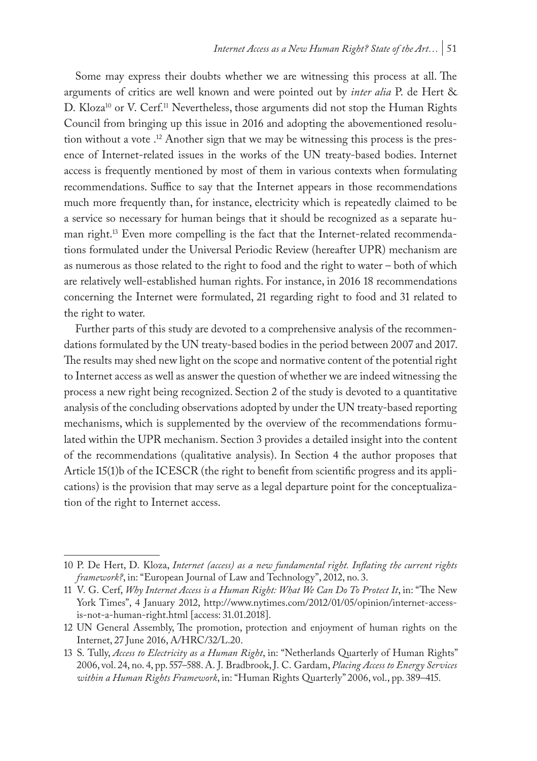Some may express their doubts whether we are witnessing this process at all. The arguments of critics are well known and were pointed out by *inter alia* P. de Hert & D. Kloza[10] or V. Cerf.[11] Nevertheless, those arguments did not stop the Human Rights Council from bringing up this issue in 2016 and adopting the abovementioned resolution without a vote .[12] Another sign that we may be witnessing this process is the presence of Internet-related issues in the works of the UN treaty-based bodies. Internet access is frequently mentioned by most of them in various contexts when formulating recommendations. Suffice to say that the Internet appears in those recommendations much more frequently than, for instance, electricity which is repeatedly claimed to be a service so necessary for human beings that it should be recognized as a separate human right.[13] Even more compelling is the fact that the Internet-related recommendations formulated under the Universal Periodic Review (hereafter UPR) mechanism are as numerous as those related to the right to food and the right to water – both of which are relatively well-established human rights. For instance, in 2016 18 recommendations concerning the Internet were formulated, 21 regarding right to food and 31 related to the right to water.

Further parts of this study are devoted to a comprehensive analysis of the recommendations formulated by the UN treaty-based bodies in the period between 2007 and 2017. The results may shed new light on the scope and normative content of the potential right to Internet access as well as answer the question of whether we are indeed witnessing the process a new right being recognized. Section 2 of the study is devoted to a quantitative analysis of the concluding observations adopted by under the UN treaty-based reporting mechanisms, which is supplemented by the overview of the recommendations formulated within the UPR mechanism. Section 3 provides a detailed insight into the content of the recommendations (qualitative analysis). In Section 4 the author proposes that Article 15(1)b of the ICESCR (the right to benefit from scientific progress and its applications) is the provision that may serve as a legal departure point for the conceptualization of the right to Internet access.

---

10 P. De Hert, D. Kloza, *Internet (access) as a new fundamental right. Inflating the current rights framework?*, in: "European Journal of Law and Technology", 2012, no. 3.

11 V. G. Cerf, *Why Internet Access is a Human Right: What We Can Do To Protect It*, in: "The New York Times", 4 January 2012, http://www.nytimes.com/2012/01/05/opinion/internet-access-is-not-a-human-right.html [access: 31.01.2018].

12 UN General Assembly, The promotion, protection and enjoyment of human rights on the Internet, 27 June 2016, A/HRC/32/L.20.

13 S. Tully, *Access to Electricity as a Human Right*, in: "Netherlands Quarterly of Human Rights" 2006, vol. 24, no. 4, pp. 557–588. A. J. Bradbrook, J. C. Gardam, *Placing Access to Energy Services within a Human Rights Framework*, in: "Human Rights Quarterly" 2006, vol., pp. 389–415.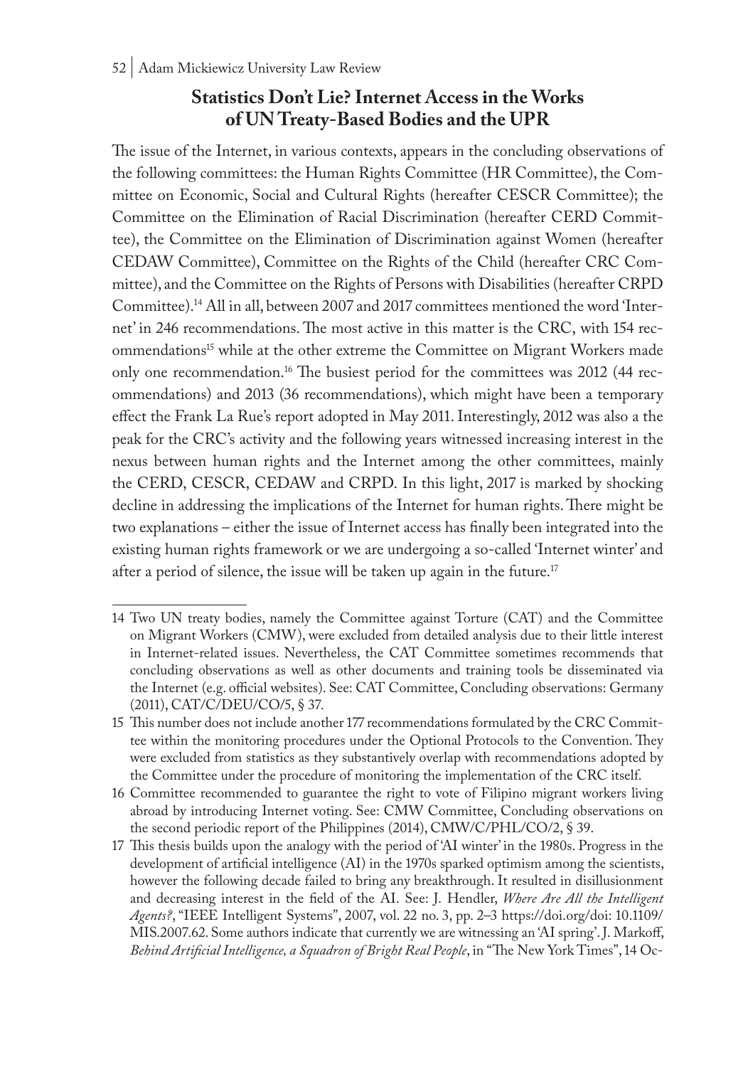## Statistics Don't Lie? Internet Access in the Works of UN Treaty-Based Bodies and the UPR

The issue of the Internet, in various contexts, appears in the concluding observations of the following committees: the Human Rights Committee (HR Committee), the Committee on Economic, Social and Cultural Rights (hereafter CESCR Committee); the Committee on the Elimination of Racial Discrimination (hereafter CERD Committee), the Committee on the Elimination of Discrimination against Women (hereafter CEDAW Committee), Committee on the Rights of the Child (hereafter CRC Committee), and the Committee on the Rights of Persons with Disabilities (hereafter CRPD Committee).[14] All in all, between 2007 and 2017 committees mentioned the word 'Internet' in 246 recommendations. The most active in this matter is the CRC, with 154 recommendations[15] while at the other extreme the Committee on Migrant Workers made only one recommendation.[16] The busiest period for the committees was 2012 (44 recommendations) and 2013 (36 recommendations), which might have been a temporary effect the Frank La Rue's report adopted in May 2011. Interestingly, 2012 was also a the peak for the CRC's activity and the following years witnessed increasing interest in the nexus between human rights and the Internet among the other committees, mainly the CERD, CESCR, CEDAW and CRPD. In this light, 2017 is marked by shocking decline in addressing the implications of the Internet for human rights. There might be two explanations – either the issue of Internet access has finally been integrated into the existing human rights framework or we are undergoing a so-called 'Internet winter' and after a period of silence, the issue will be taken up again in the future.[17]

---

14 Two UN treaty bodies, namely the Committee against Torture (CAT) and the Committee on Migrant Workers (CMW), were excluded from detailed analysis due to their little interest in Internet-related issues. Nevertheless, the CAT Committee sometimes recommends that concluding observations as well as other documents and training tools be disseminated via the Internet (e.g. official websites). See: CAT Committee, Concluding observations: Germany (2011), CAT/C/DEU/CO/5, § 37.

15 This number does not include another 177 recommendations formulated by the CRC Committee within the monitoring procedures under the Optional Protocols to the Convention. They were excluded from statistics as they substantively overlap with recommendations adopted by the Committee under the procedure of monitoring the implementation of the CRC itself.

16 Committee recommended to guarantee the right to vote of Filipino migrant workers living abroad by introducing Internet voting. See: CMW Committee, Concluding observations on the second periodic report of the Philippines (2014), CMW/C/PHL/CO/2, § 39.

17 This thesis builds upon the analogy with the period of 'AI winter' in the 1980s. Progress in the development of artificial intelligence (AI) in the 1970s sparked optimism among the scientists, however the following decade failed to bring any breakthrough. It resulted in disillusionment and decreasing interest in the field of the AI. See: J. Hendler, *Where Are All the Intelligent Agents?*, "IEEE Intelligent Systems", 2007, vol. 22 no. 3, pp. 2–3 https://doi.org/doi: 10.1109/MIS.2007.62. Some authors indicate that currently we are witnessing an 'AI spring'. J. Markoff, *Behind Artificial Intelligence, a Squadron of Bright Real People*, in "The New York Times", 14 Oc-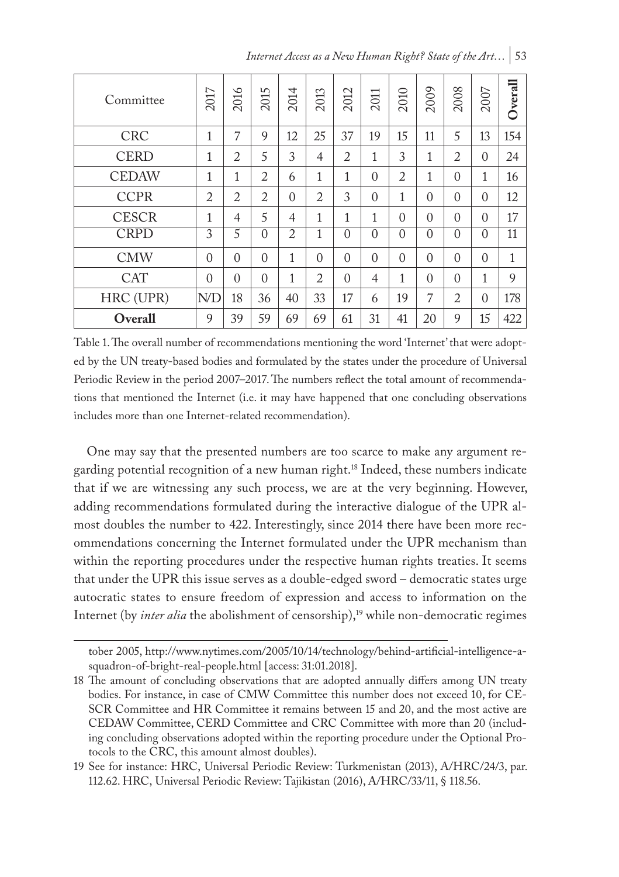| Committee | 2017 | 2016 | 2015 | 2014 | 2013 | 2012 | 2011 | 2010 | 2009 | 2008 | 2007 | **Overall** |
|---|---|---|---|---|---|---|---|---|---|---|---|---|
| CRC | 1 | 7 | 9 | 12 | 25 | 37 | 19 | 15 | 11 | 5 | 13 | 154 |
| CERD | 1 | 2 | 5 | 3 | 4 | 2 | 1 | 3 | 1 | 2 | 0 | 24 |
| CEDAW | 1 | 1 | 2 | 6 | 1 | 1 | 0 | 2 | 1 | 0 | 1 | 16 |
| CCPR | 2 | 2 | 2 | 0 | 2 | 3 | 0 | 1 | 0 | 0 | 0 | 12 |
| CESCR | 1 | 4 | 5 | 4 | 1 | 1 | 1 | 0 | 0 | 0 | 0 | 17 |
| CRPD | 3 | 5 | 0 | 2 | 1 | 0 | 0 | 0 | 0 | 0 | 0 | 11 |
| CMW | 0 | 0 | 0 | 1 | 0 | 0 | 0 | 0 | 0 | 0 | 0 | 1 |
| CAT | 0 | 0 | 0 | 1 | 2 | 0 | 4 | 1 | 0 | 0 | 1 | 9 |
| HRC (UPR) | N/D | 18 | 36 | 40 | 33 | 17 | 6 | 19 | 7 | 2 | 0 | 178 |
| **Overall** | 9 | 39 | 59 | 69 | 69 | 61 | 31 | 41 | 20 | 9 | 15 | 422 |

Table 1. The overall number of recommendations mentioning the word 'Internet' that were adopted by the UN treaty-based bodies and formulated by the states under the procedure of Universal Periodic Review in the period 2007–2017. The numbers reflect the total amount of recommendations that mentioned the Internet (i.e. it may have happened that one concluding observations includes more than one Internet-related recommendation).

One may say that the presented numbers are too scarce to make any argument regarding potential recognition of a new human right.[18] Indeed, these numbers indicate that if we are witnessing any such process, we are at the very beginning. However, adding recommendations formulated during the interactive dialogue of the UPR almost doubles the number to 422. Interestingly, since 2014 there have been more recommendations concerning the Internet formulated under the UPR mechanism than within the reporting procedures under the respective human rights treaties. It seems that under the UPR this issue serves as a double-edged sword – democratic states urge autocratic states to ensure freedom of expression and access to information on the Internet (by *inter alia* the abolishment of censorship),[19] while non-democratic regimes

tober 2005, http://www.nytimes.com/2005/10/14/technology/behind-artificial-intelligence-a-squadron-of-bright-real-people.html [access: 31:01.2018].

18 The amount of concluding observations that are adopted annually differs among UN treaty bodies. For instance, in case of CMW Committee this number does not exceed 10, for CESCR Committee and HR Committee it remains between 15 and 20, and the most active are CEDAW Committee, CERD Committee and CRC Committee with more than 20 (including concluding observations adopted within the reporting procedure under the Optional Protocols to the CRC, this amount almost doubles).

19 See for instance: HRC, Universal Periodic Review: Turkmenistan (2013), A/HRC/24/3, par. 112.62. HRC, Universal Periodic Review: Tajikistan (2016), A/HRC/33/11, § 118.56.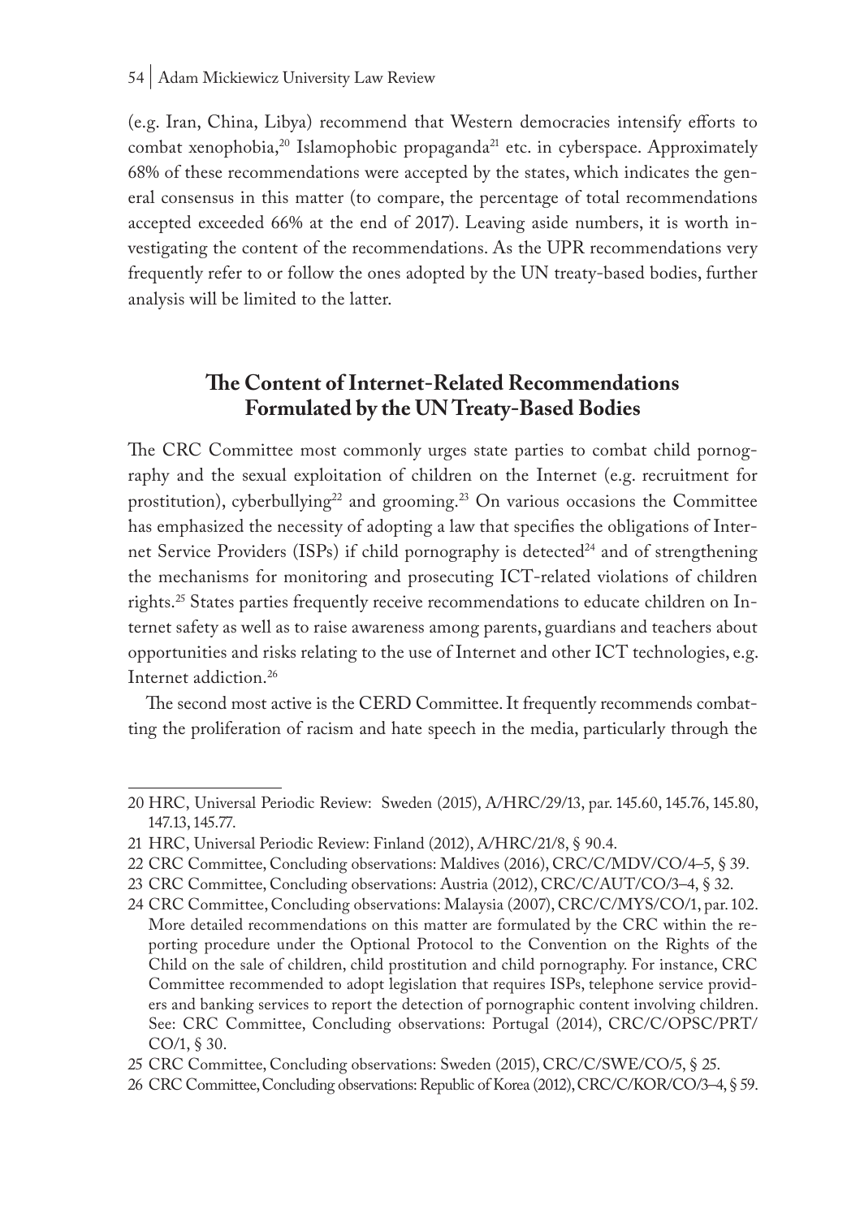(e.g. Iran, China, Libya) recommend that Western democracies intensify efforts to combat xenophobia,[20] Islamophobic propaganda[21] etc. in cyberspace. Approximately 68% of these recommendations were accepted by the states, which indicates the general consensus in this matter (to compare, the percentage of total recommendations accepted exceeded 66% at the end of 2017). Leaving aside numbers, it is worth investigating the content of the recommendations. As the UPR recommendations very frequently refer to or follow the ones adopted by the UN treaty-based bodies, further analysis will be limited to the latter.

## The Content of Internet-Related Recommendations Formulated by the UN Treaty-Based Bodies

The CRC Committee most commonly urges state parties to combat child pornography and the sexual exploitation of children on the Internet (e.g. recruitment for prostitution), cyberbullying[22] and grooming.[23] On various occasions the Committee has emphasized the necessity of adopting a law that specifies the obligations of Internet Service Providers (ISPs) if child pornography is detected[24] and of strengthening the mechanisms for monitoring and prosecuting ICT-related violations of children rights.[25] States parties frequently receive recommendations to educate children on Internet safety as well as to raise awareness among parents, guardians and teachers about opportunities and risks relating to the use of Internet and other ICT technologies, e.g. Internet addiction.[26]

The second most active is the CERD Committee. It frequently recommends combatting the proliferation of racism and hate speech in the media, particularly through the

---

20 HRC, Universal Periodic Review: Sweden (2015), A/HRC/29/13, par. 145.60, 145.76, 145.80, 147.13, 145.77.

21 HRC, Universal Periodic Review: Finland (2012), A/HRC/21/8, § 90.4.

22 CRC Committee, Concluding observations: Maldives (2016), CRC/C/MDV/CO/4–5, § 39.

23 CRC Committee, Concluding observations: Austria (2012), CRC/C/AUT/CO/3–4, § 32.

24 CRC Committee, Concluding observations: Malaysia (2007), CRC/C/MYS/CO/1, par. 102. More detailed recommendations on this matter are formulated by the CRC within the reporting procedure under the Optional Protocol to the Convention on the Rights of the Child on the sale of children, child prostitution and child pornography. For instance, CRC Committee recommended to adopt legislation that requires ISPs, telephone service providers and banking services to report the detection of pornographic content involving children. See: CRC Committee, Concluding observations: Portugal (2014), CRC/C/OPSC/PRT/CO/1, § 30.

25 CRC Committee, Concluding observations: Sweden (2015), CRC/C/SWE/CO/5, § 25.

26 CRC Committee, Concluding observations: Republic of Korea (2012), CRC/C/KOR/CO/3–4, § 59.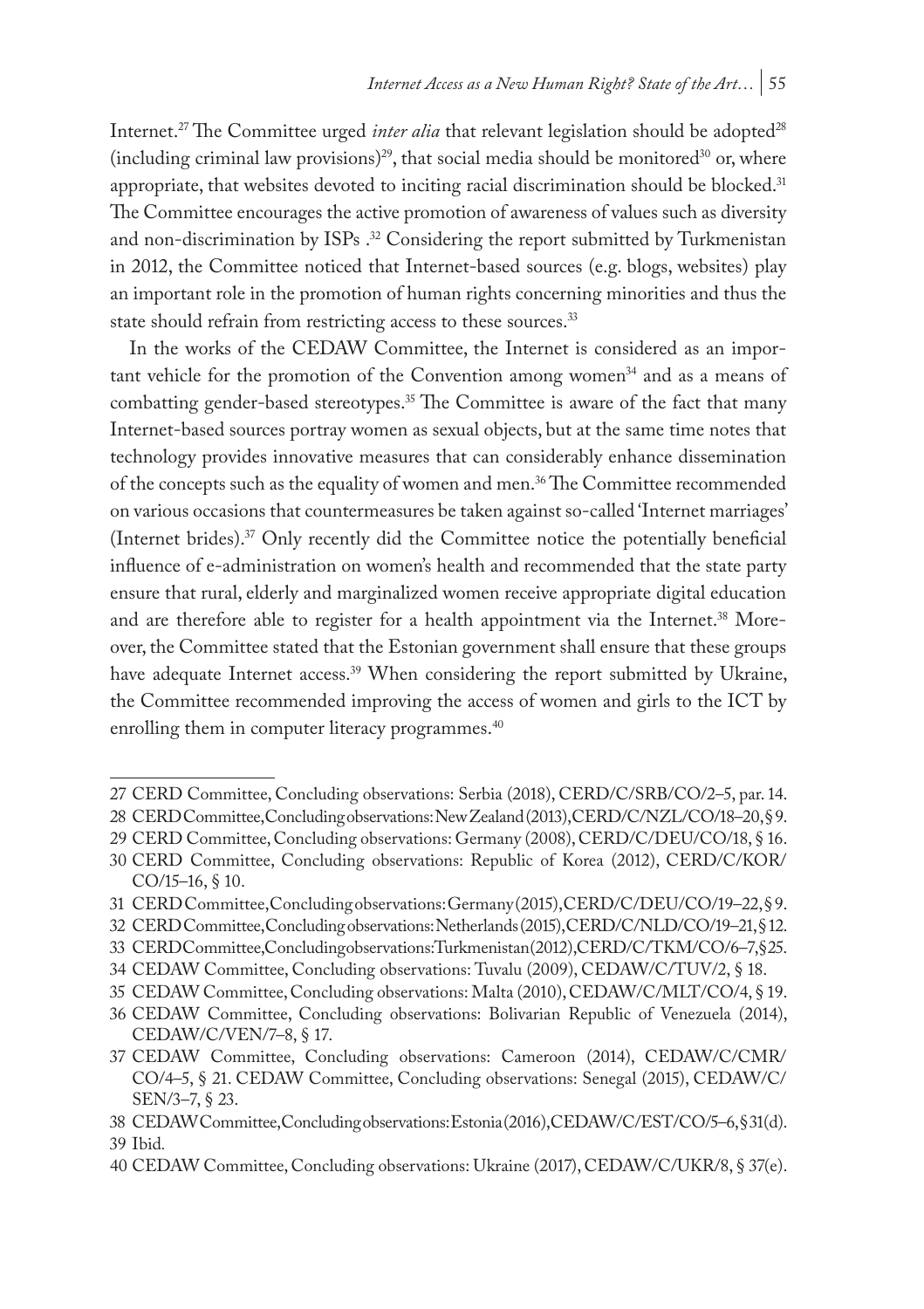Internet.[27] The Committee urged *inter alia* that relevant legislation should be adopted[28] (including criminal law provisions)[29], that social media should be monitored[30] or, where appropriate, that websites devoted to inciting racial discrimination should be blocked.[31] The Committee encourages the active promotion of awareness of values such as diversity and non-discrimination by ISPs .[32] Considering the report submitted by Turkmenistan in 2012, the Committee noticed that Internet-based sources (e.g. blogs, websites) play an important role in the promotion of human rights concerning minorities and thus the state should refrain from restricting access to these sources.[33]

In the works of the CEDAW Committee, the Internet is considered as an important vehicle for the promotion of the Convention among women[34] and as a means of combatting gender-based stereotypes.[35] The Committee is aware of the fact that many Internet-based sources portray women as sexual objects, but at the same time notes that technology provides innovative measures that can considerably enhance dissemination of the concepts such as the equality of women and men.[36] The Committee recommended on various occasions that countermeasures be taken against so-called 'Internet marriages' (Internet brides).[37] Only recently did the Committee notice the potentially beneficial influence of e-administration on women's health and recommended that the state party ensure that rural, elderly and marginalized women receive appropriate digital education and are therefore able to register for a health appointment via the Internet.[38] Moreover, the Committee stated that the Estonian government shall ensure that these groups have adequate Internet access.[39] When considering the report submitted by Ukraine, the Committee recommended improving the access of women and girls to the ICT by enrolling them in computer literacy programmes.[40]

---

27 CERD Committee, Concluding observations: Serbia (2018), CERD/C/SRB/CO/2–5, par. 14.

28 CERD Committee, Concluding observations: New Zealand (2013), CERD/C/NZL/CO/18–20, § 9.

29 CERD Committee, Concluding observations: Germany (2008), CERD/C/DEU/CO/18, § 16.

30 CERD Committee, Concluding observations: Republic of Korea (2012), CERD/C/KOR/CO/15–16, § 10.

31 CERD Committee, Concluding observations: Germany (2015), CERD/C/DEU/CO/19–22, § 9.

32 CERD Committee, Concluding observations: Netherlands (2015), CERD/C/NLD/CO/19–21, § 12.

33 CERD Committee, Concluding observations: Turkmenistan (2012), CERD/C/TKM/CO/6–7, § 25.

34 CEDAW Committee, Concluding observations: Tuvalu (2009), CEDAW/C/TUV/2, § 18.

35 CEDAW Committee, Concluding observations: Malta (2010), CEDAW/C/MLT/CO/4, § 19.

36 CEDAW Committee, Concluding observations: Bolivarian Republic of Venezuela (2014), CEDAW/C/VEN/7–8, § 17.

37 CEDAW Committee, Concluding observations: Cameroon (2014), CEDAW/C/CMR/CO/4–5, § 21. CEDAW Committee, Concluding observations: Senegal (2015), CEDAW/C/SEN/3–7, § 23.

38 CEDAW Committee, Concluding observations: Estonia (2016), CEDAW/C/EST/CO/5–6, § 31(d).

39 Ibid.

40 CEDAW Committee, Concluding observations: Ukraine (2017), CEDAW/C/UKR/8, § 37(e).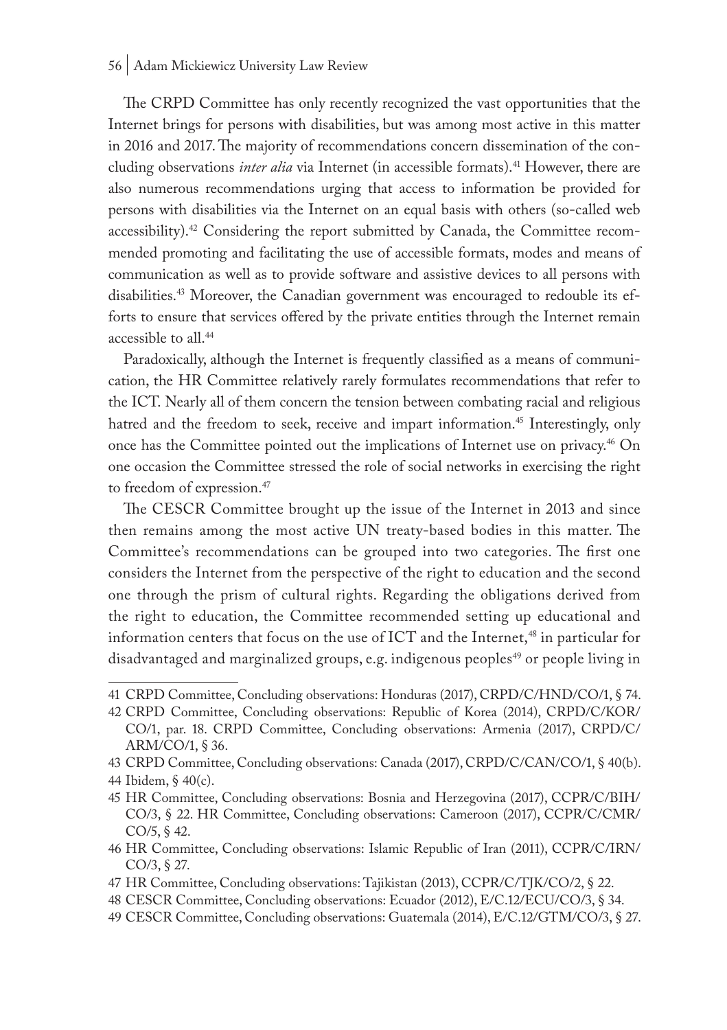The CRPD Committee has only recently recognized the vast opportunities that the Internet brings for persons with disabilities, but was among most active in this matter in 2016 and 2017. The majority of recommendations concern dissemination of the concluding observations *inter alia* via Internet (in accessible formats).[41] However, there are also numerous recommendations urging that access to information be provided for persons with disabilities via the Internet on an equal basis with others (so-called web accessibility).[42] Considering the report submitted by Canada, the Committee recommended promoting and facilitating the use of accessible formats, modes and means of communication as well as to provide software and assistive devices to all persons with disabilities.[43] Moreover, the Canadian government was encouraged to redouble its efforts to ensure that services offered by the private entities through the Internet remain accessible to all.[44]

Paradoxically, although the Internet is frequently classified as a means of communication, the HR Committee relatively rarely formulates recommendations that refer to the ICT. Nearly all of them concern the tension between combating racial and religious hatred and the freedom to seek, receive and impart information.[45] Interestingly, only once has the Committee pointed out the implications of Internet use on privacy.[46] On one occasion the Committee stressed the role of social networks in exercising the right to freedom of expression.[47]

The CESCR Committee brought up the issue of the Internet in 2013 and since then remains among the most active UN treaty-based bodies in this matter. The Committee's recommendations can be grouped into two categories. The first one considers the Internet from the perspective of the right to education and the second one through the prism of cultural rights. Regarding the obligations derived from the right to education, the Committee recommended setting up educational and information centers that focus on the use of ICT and the Internet,[48] in particular for disadvantaged and marginalized groups, e.g. indigenous peoples[49] or people living in

---

41 CRPD Committee, Concluding observations: Honduras (2017), CRPD/C/HND/CO/1, § 74.

42 CRPD Committee, Concluding observations: Republic of Korea (2014), CRPD/C/KOR/CO/1, par. 18. CRPD Committee, Concluding observations: Armenia (2017), CRPD/C/ARM/CO/1, § 36.

43 CRPD Committee, Concluding observations: Canada (2017), CRPD/C/CAN/CO/1, § 40(b).

44 Ibidem, § 40(c).

45 HR Committee, Concluding observations: Bosnia and Herzegovina (2017), CCPR/C/BIH/CO/3, § 22. HR Committee, Concluding observations: Cameroon (2017), CCPR/C/CMR/CO/5, § 42.

46 HR Committee, Concluding observations: Islamic Republic of Iran (2011), CCPR/C/IRN/CO/3, § 27.

47 HR Committee, Concluding observations: Tajikistan (2013), CCPR/C/TJK/CO/2, § 22.

48 CESCR Committee, Concluding observations: Ecuador (2012), E/C.12/ECU/CO/3, § 34.

49 CESCR Committee, Concluding observations: Guatemala (2014), E/C.12/GTM/CO/3, § 27.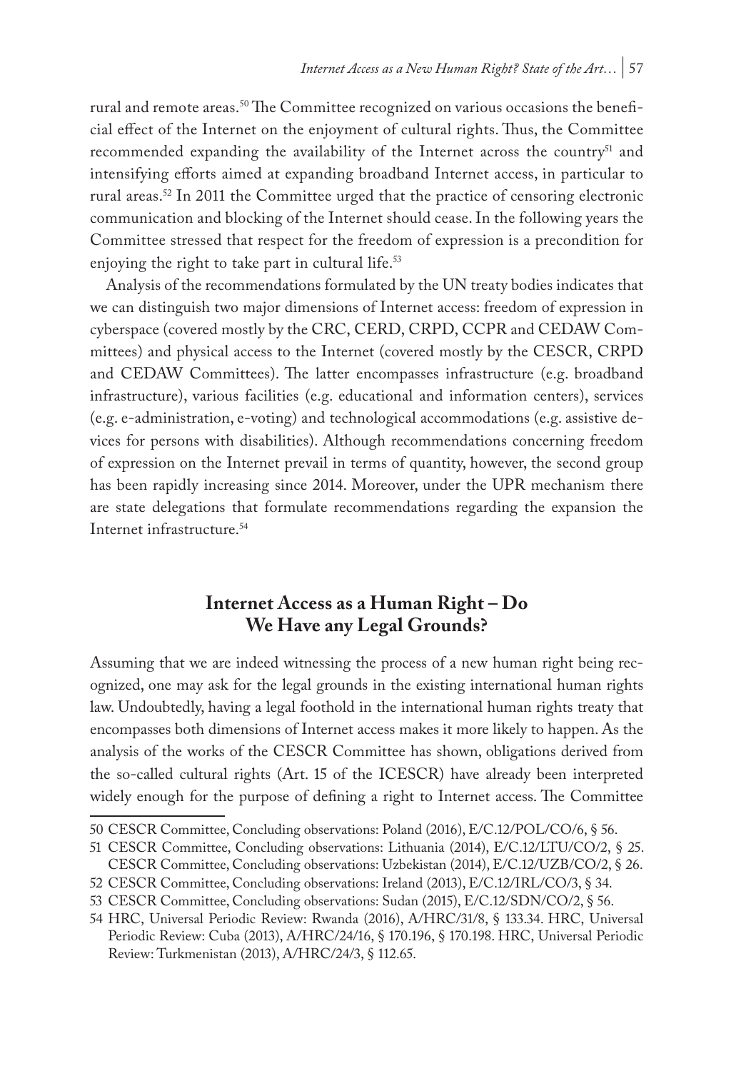rural and remote areas.[50] The Committee recognized on various occasions the beneficial effect of the Internet on the enjoyment of cultural rights. Thus, the Committee recommended expanding the availability of the Internet across the country[51] and intensifying efforts aimed at expanding broadband Internet access, in particular to rural areas.[52] In 2011 the Committee urged that the practice of censoring electronic communication and blocking of the Internet should cease. In the following years the Committee stressed that respect for the freedom of expression is a precondition for enjoying the right to take part in cultural life.[53]

Analysis of the recommendations formulated by the UN treaty bodies indicates that we can distinguish two major dimensions of Internet access: freedom of expression in cyberspace (covered mostly by the CRC, CERD, CRPD, CCPR and CEDAW Committees) and physical access to the Internet (covered mostly by the CESCR, CRPD and CEDAW Committees). The latter encompasses infrastructure (e.g. broadband infrastructure), various facilities (e.g. educational and information centers), services (e.g. e-administration, e-voting) and technological accommodations (e.g. assistive devices for persons with disabilities). Although recommendations concerning freedom of expression on the Internet prevail in terms of quantity, however, the second group has been rapidly increasing since 2014. Moreover, under the UPR mechanism there are state delegations that formulate recommendations regarding the expansion the Internet infrastructure.[54]

## Internet Access as a Human Right – Do We Have any Legal Grounds?

Assuming that we are indeed witnessing the process of a new human right being recognized, one may ask for the legal grounds in the existing international human rights law. Undoubtedly, having a legal foothold in the international human rights treaty that encompasses both dimensions of Internet access makes it more likely to happen. As the analysis of the works of the CESCR Committee has shown, obligations derived from the so-called cultural rights (Art. 15 of the ICESCR) have already been interpreted widely enough for the purpose of defining a right to Internet access. The Committee

---

50 CESCR Committee, Concluding observations: Poland (2016), E/C.12/POL/CO/6, § 56.

51 CESCR Committee, Concluding observations: Lithuania (2014), E/C.12/LTU/CO/2, § 25. CESCR Committee, Concluding observations: Uzbekistan (2014), E/C.12/UZB/CO/2, § 26.

52 CESCR Committee, Concluding observations: Ireland (2013), E/C.12/IRL/CO/3, § 34.

53 CESCR Committee, Concluding observations: Sudan (2015), E/C.12/SDN/CO/2, § 56.

54 HRC, Universal Periodic Review: Rwanda (2016), A/HRC/31/8, § 133.34. HRC, Universal Periodic Review: Cuba (2013), A/HRC/24/16, § 170.196, § 170.198. HRC, Universal Periodic Review: Turkmenistan (2013), A/HRC/24/3, § 112.65.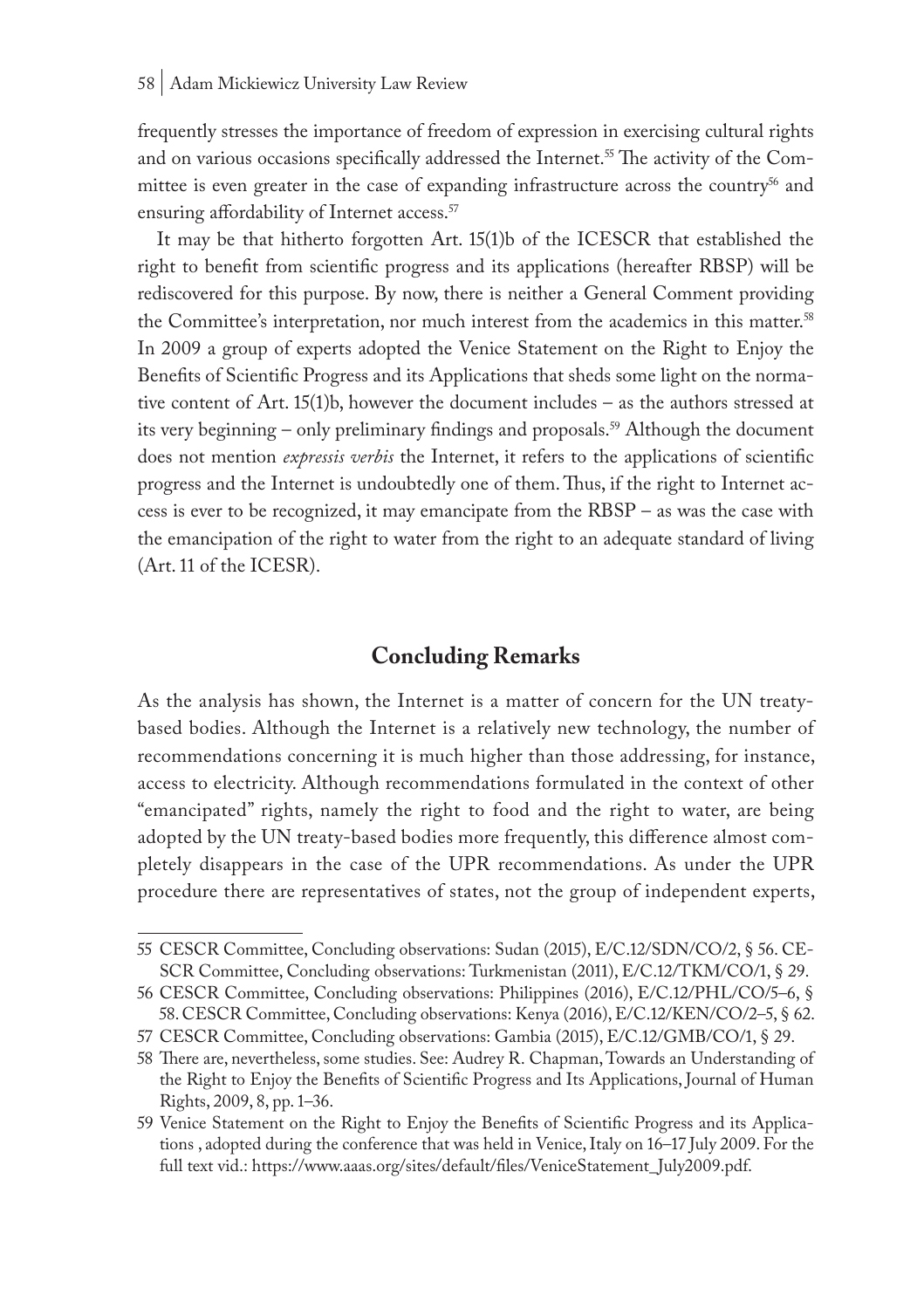frequently stresses the importance of freedom of expression in exercising cultural rights and on various occasions specifically addressed the Internet.[55] The activity of the Committee is even greater in the case of expanding infrastructure across the country[56] and ensuring affordability of Internet access.[57]

It may be that hitherto forgotten Art. 15(1)b of the ICESCR that established the right to benefit from scientific progress and its applications (hereafter RBSP) will be rediscovered for this purpose. By now, there is neither a General Comment providing the Committee's interpretation, nor much interest from the academics in this matter.[58] In 2009 a group of experts adopted the Venice Statement on the Right to Enjoy the Benefits of Scientific Progress and its Applications that sheds some light on the normative content of Art. 15(1)b, however the document includes – as the authors stressed at its very beginning – only preliminary findings and proposals.[59] Although the document does not mention *expressis verbis* the Internet, it refers to the applications of scientific progress and the Internet is undoubtedly one of them. Thus, if the right to Internet access is ever to be recognized, it may emancipate from the RBSP – as was the case with the emancipation of the right to water from the right to an adequate standard of living (Art. 11 of the ICESR).

## Concluding Remarks

As the analysis has shown, the Internet is a matter of concern for the UN treaty-based bodies. Although the Internet is a relatively new technology, the number of recommendations concerning it is much higher than those addressing, for instance, access to electricity. Although recommendations formulated in the context of other "emancipated" rights, namely the right to food and the right to water, are being adopted by the UN treaty-based bodies more frequently, this difference almost completely disappears in the case of the UPR recommendations. As under the UPR procedure there are representatives of states, not the group of independent experts,

---

55 CESCR Committee, Concluding observations: Sudan (2015), E/C.12/SDN/CO/2, § 56. CESCR Committee, Concluding observations: Turkmenistan (2011), E/C.12/TKM/CO/1, § 29.

56 CESCR Committee, Concluding observations: Philippines (2016), E/C.12/PHL/CO/5–6, § 58. CESCR Committee, Concluding observations: Kenya (2016), E/C.12/KEN/CO/2–5, § 62.

57 CESCR Committee, Concluding observations: Gambia (2015), E/C.12/GMB/CO/1, § 29.

58 There are, nevertheless, some studies. See: Audrey R. Chapman, Towards an Understanding of the Right to Enjoy the Benefits of Scientific Progress and Its Applications, Journal of Human Rights, 2009, 8, pp. 1–36.

59 Venice Statement on the Right to Enjoy the Benefits of Scientific Progress and its Applications , adopted during the conference that was held in Venice, Italy on 16–17 July 2009. For the full text vid.: https://www.aaas.org/sites/default/files/VeniceStatement_July2009.pdf.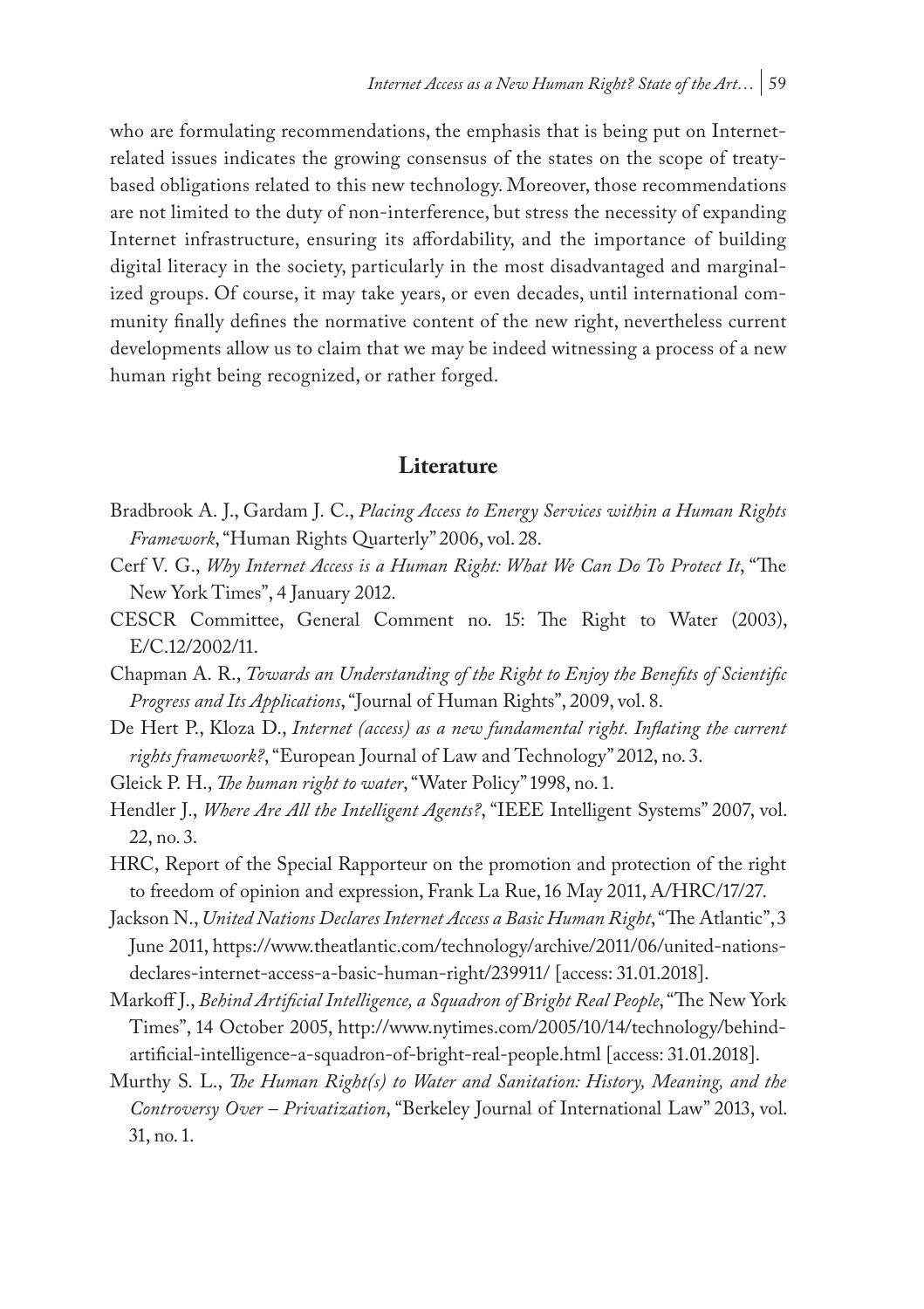who are formulating recommendations, the emphasis that is being put on Internet-related issues indicates the growing consensus of the states on the scope of treaty-based obligations related to this new technology. Moreover, those recommendations are not limited to the duty of non-interference, but stress the necessity of expanding Internet infrastructure, ensuring its affordability, and the importance of building digital literacy in the society, particularly in the most disadvantaged and marginalized groups. Of course, it may take years, or even decades, until international community finally defines the normative content of the new right, nevertheless current developments allow us to claim that we may be indeed witnessing a process of a new human right being recognized, or rather forged.

## Literature

Bradbrook A. J., Gardam J. C., *Placing Access to Energy Services within a Human Rights Framework*, "Human Rights Quarterly" 2006, vol. 28.

Cerf V. G., *Why Internet Access is a Human Right: What We Can Do To Protect It*, "The New York Times", 4 January 2012.

CESCR Committee, General Comment no. 15: The Right to Water (2003), E/C.12/2002/11.

Chapman A. R., *Towards an Understanding of the Right to Enjoy the Benefits of Scientific Progress and Its Applications*, "Journal of Human Rights", 2009, vol. 8.

De Hert P., Kloza D., *Internet (access) as a new fundamental right. Inflating the current rights framework?*, "European Journal of Law and Technology" 2012, no. 3.

Gleick P. H., *The human right to water*, "Water Policy" 1998, no. 1.

Hendler J., *Where Are All the Intelligent Agents?*, "IEEE Intelligent Systems" 2007, vol. 22, no. 3.

HRC, Report of the Special Rapporteur on the promotion and protection of the right to freedom of opinion and expression, Frank La Rue, 16 May 2011, A/HRC/17/27.

Jackson N., *United Nations Declares Internet Access a Basic Human Right*, "The Atlantic", 3 June 2011, https://www.theatlantic.com/technology/archive/2011/06/united-nations-declares-internet-access-a-basic-human-right/239911/ [access: 31.01.2018].

Markoff J., *Behind Artificial Intelligence, a Squadron of Bright Real People*, "The New York Times", 14 October 2005, http://www.nytimes.com/2005/10/14/technology/behind-artificial-intelligence-a-squadron-of-bright-real-people.html [access: 31.01.2018].

Murthy S. L., *The Human Right(s) to Water and Sanitation: History, Meaning, and the Controversy Over – Privatization*, "Berkeley Journal of International Law" 2013, vol. 31, no. 1.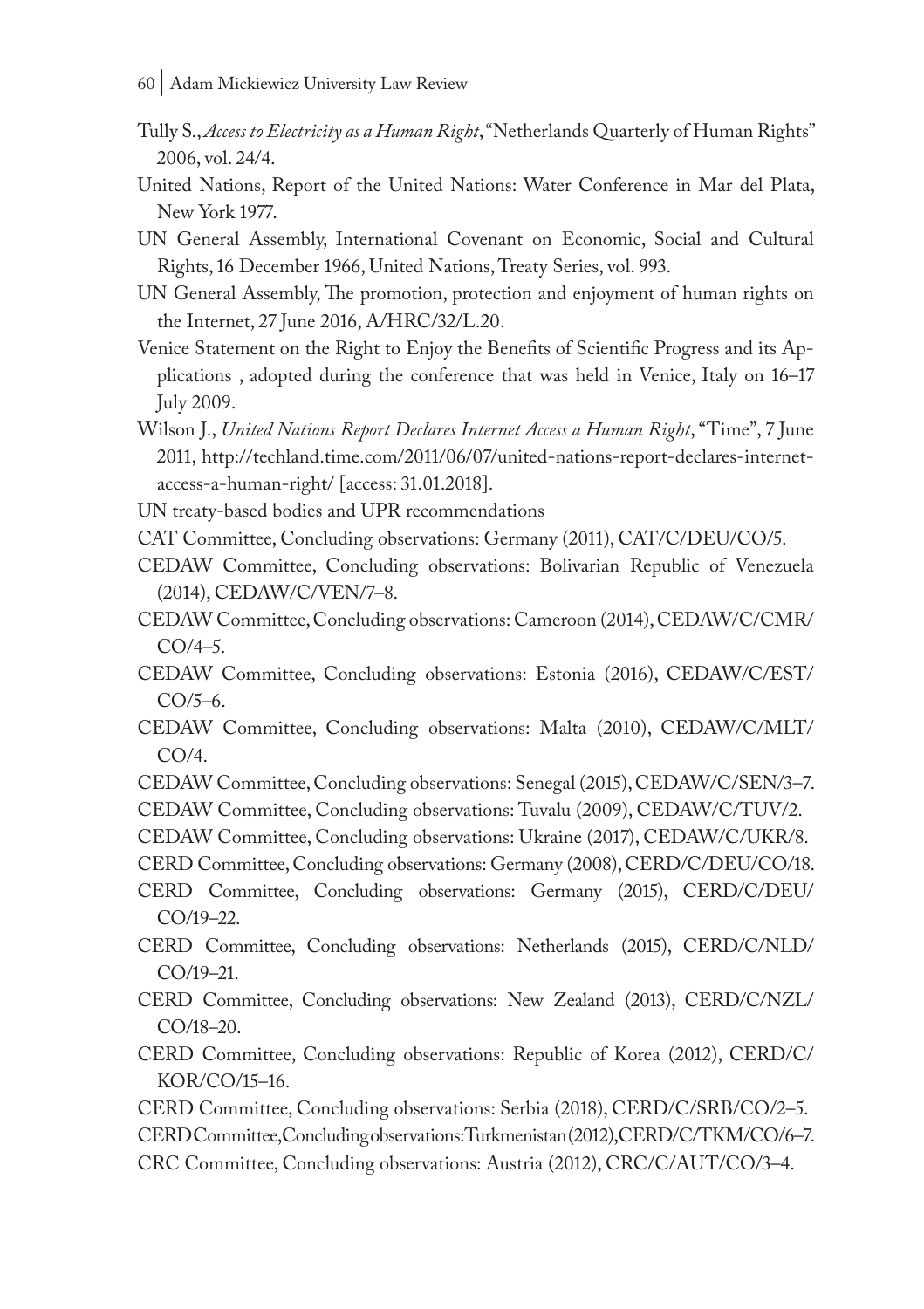Tully S., *Access to Electricity as a Human Right*, "Netherlands Quarterly of Human Rights" 2006, vol. 24/4.

United Nations, Report of the United Nations: Water Conference in Mar del Plata, New York 1977.

UN General Assembly, International Covenant on Economic, Social and Cultural Rights, 16 December 1966, United Nations, Treaty Series, vol. 993.

UN General Assembly, The promotion, protection and enjoyment of human rights on the Internet, 27 June 2016, A/HRC/32/L.20.

Venice Statement on the Right to Enjoy the Benefits of Scientific Progress and its Applications , adopted during the conference that was held in Venice, Italy on 16–17 July 2009.

Wilson J., *United Nations Report Declares Internet Access a Human Right*, "Time", 7 June 2011, http://techland.time.com/2011/06/07/united-nations-report-declares-internet-access-a-human-right/ [access: 31.01.2018].

UN treaty-based bodies and UPR recommendations

CAT Committee, Concluding observations: Germany (2011), CAT/C/DEU/CO/5.

CEDAW Committee, Concluding observations: Bolivarian Republic of Venezuela (2014), CEDAW/C/VEN/7–8.

CEDAW Committee, Concluding observations: Cameroon (2014), CEDAW/C/CMR/CO/4–5.

CEDAW Committee, Concluding observations: Estonia (2016), CEDAW/C/EST/CO/5–6.

CEDAW Committee, Concluding observations: Malta (2010), CEDAW/C/MLT/CO/4.

CEDAW Committee, Concluding observations: Senegal (2015), CEDAW/C/SEN/3–7.

CEDAW Committee, Concluding observations: Tuvalu (2009), CEDAW/C/TUV/2.

CEDAW Committee, Concluding observations: Ukraine (2017), CEDAW/C/UKR/8.

CERD Committee, Concluding observations: Germany (2008), CERD/C/DEU/CO/18.

CERD Committee, Concluding observations: Germany (2015), CERD/C/DEU/CO/19–22.

CERD Committee, Concluding observations: Netherlands (2015), CERD/C/NLD/CO/19–21.

CERD Committee, Concluding observations: New Zealand (2013), CERD/C/NZL/CO/18–20.

CERD Committee, Concluding observations: Republic of Korea (2012), CERD/C/KOR/CO/15–16.

CERD Committee, Concluding observations: Serbia (2018), CERD/C/SRB/CO/2–5.

CERD Committee, Concluding observations: Turkmenistan (2012), CERD/C/TKM/CO/6–7.

CRC Committee, Concluding observations: Austria (2012), CRC/C/AUT/CO/3–4.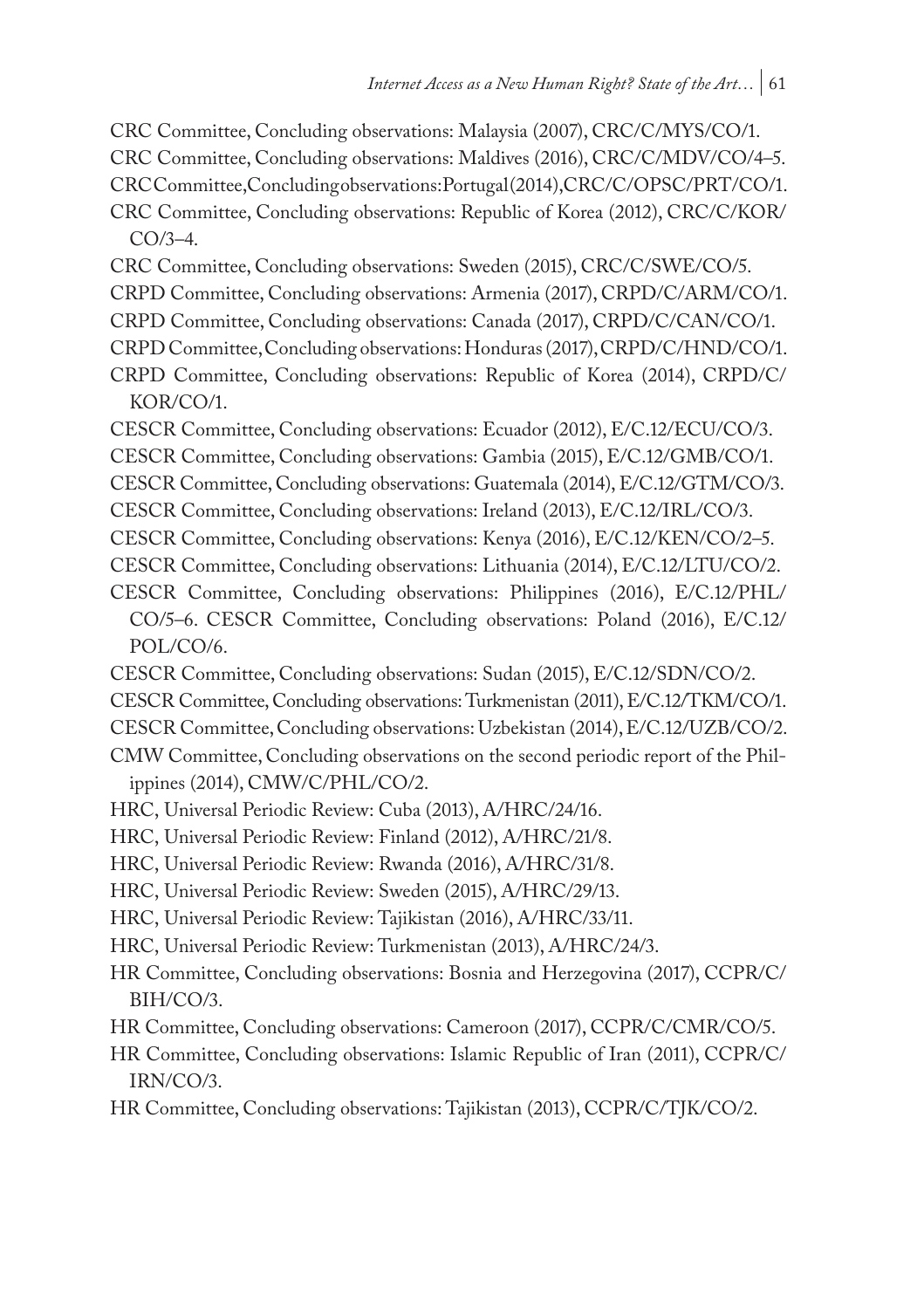CRC Committee, Concluding observations: Malaysia (2007), CRC/C/MYS/CO/1.

CRC Committee, Concluding observations: Maldives (2016), CRC/C/MDV/CO/4–5.

CRC Committee, Concluding observations: Portugal (2014), CRC/C/OPSC/PRT/CO/1.

CRC Committee, Concluding observations: Republic of Korea (2012), CRC/C/KOR/CO/3–4.

CRC Committee, Concluding observations: Sweden (2015), CRC/C/SWE/CO/5.

CRPD Committee, Concluding observations: Armenia (2017), CRPD/C/ARM/CO/1.

CRPD Committee, Concluding observations: Canada (2017), CRPD/C/CAN/CO/1.

CRPD Committee, Concluding observations: Honduras (2017), CRPD/C/HND/CO/1.

CRPD Committee, Concluding observations: Republic of Korea (2014), CRPD/C/KOR/CO/1.

CESCR Committee, Concluding observations: Ecuador (2012), E/C.12/ECU/CO/3.

CESCR Committee, Concluding observations: Gambia (2015), E/C.12/GMB/CO/1.

CESCR Committee, Concluding observations: Guatemala (2014), E/C.12/GTM/CO/3.

CESCR Committee, Concluding observations: Ireland (2013), E/C.12/IRL/CO/3.

CESCR Committee, Concluding observations: Kenya (2016), E/C.12/KEN/CO/2–5.

CESCR Committee, Concluding observations: Lithuania (2014), E/C.12/LTU/CO/2.

CESCR Committee, Concluding observations: Philippines (2016), E/C.12/PHL/CO/5–6. CESCR Committee, Concluding observations: Poland (2016), E/C.12/POL/CO/6.

CESCR Committee, Concluding observations: Sudan (2015), E/C.12/SDN/CO/2.

CESCR Committee, Concluding observations: Turkmenistan (2011), E/C.12/TKM/CO/1.

CESCR Committee, Concluding observations: Uzbekistan (2014), E/C.12/UZB/CO/2.

CMW Committee, Concluding observations on the second periodic report of the Philippines (2014), CMW/C/PHL/CO/2.

HRC, Universal Periodic Review: Cuba (2013), A/HRC/24/16.

HRC, Universal Periodic Review: Finland (2012), A/HRC/21/8.

HRC, Universal Periodic Review: Rwanda (2016), A/HRC/31/8.

HRC, Universal Periodic Review: Sweden (2015), A/HRC/29/13.

HRC, Universal Periodic Review: Tajikistan (2016), A/HRC/33/11.

HRC, Universal Periodic Review: Turkmenistan (2013), A/HRC/24/3.

HR Committee, Concluding observations: Bosnia and Herzegovina (2017), CCPR/C/BIH/CO/3.

HR Committee, Concluding observations: Cameroon (2017), CCPR/C/CMR/CO/5.

HR Committee, Concluding observations: Islamic Republic of Iran (2011), CCPR/C/IRN/CO/3.

HR Committee, Concluding observations: Tajikistan (2013), CCPR/C/TJK/CO/2.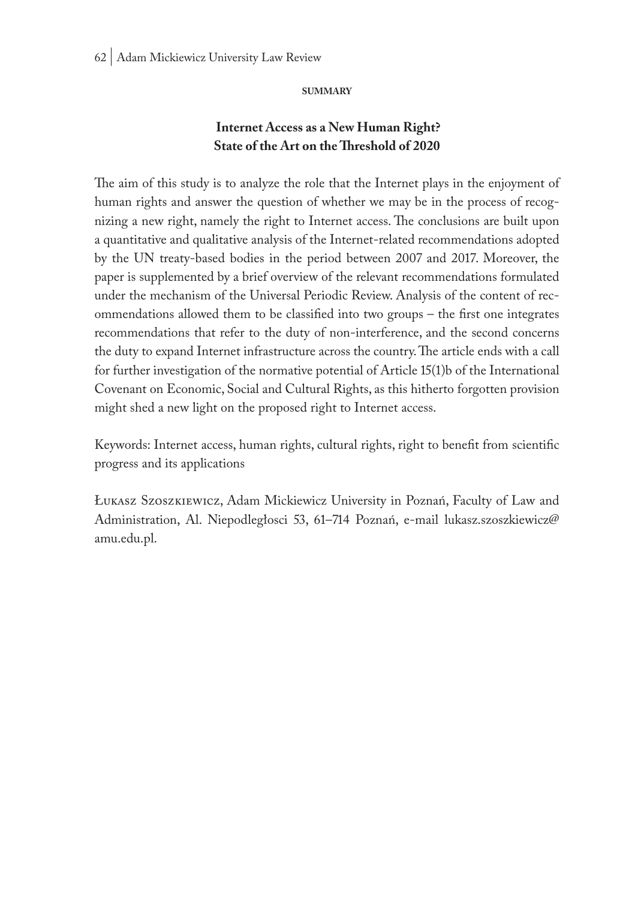**SUMMARY**

## Internet Access as a New Human Right? State of the Art on the Threshold of 2020

The aim of this study is to analyze the role that the Internet plays in the enjoyment of human rights and answer the question of whether we may be in the process of recognizing a new right, namely the right to Internet access. The conclusions are built upon a quantitative and qualitative analysis of the Internet-related recommendations adopted by the UN treaty-based bodies in the period between 2007 and 2017. Moreover, the paper is supplemented by a brief overview of the relevant recommendations formulated under the mechanism of the Universal Periodic Review. Analysis of the content of recommendations allowed them to be classified into two groups – the first one integrates recommendations that refer to the duty of non-interference, and the second concerns the duty to expand Internet infrastructure across the country. The article ends with a call for further investigation of the normative potential of Article 15(1)b of the International Covenant on Economic, Social and Cultural Rights, as this hitherto forgotten provision might shed a new light on the proposed right to Internet access.

Keywords: Internet access, human rights, cultural rights, right to benefit from scientific progress and its applications

Łukasz Szoszkiewicz, Adam Mickiewicz University in Poznań, Faculty of Law and Administration, Al. Niepodległosci 53, 61–714 Poznań, e-mail lukasz.szoszkiewicz@amu.edu.pl.